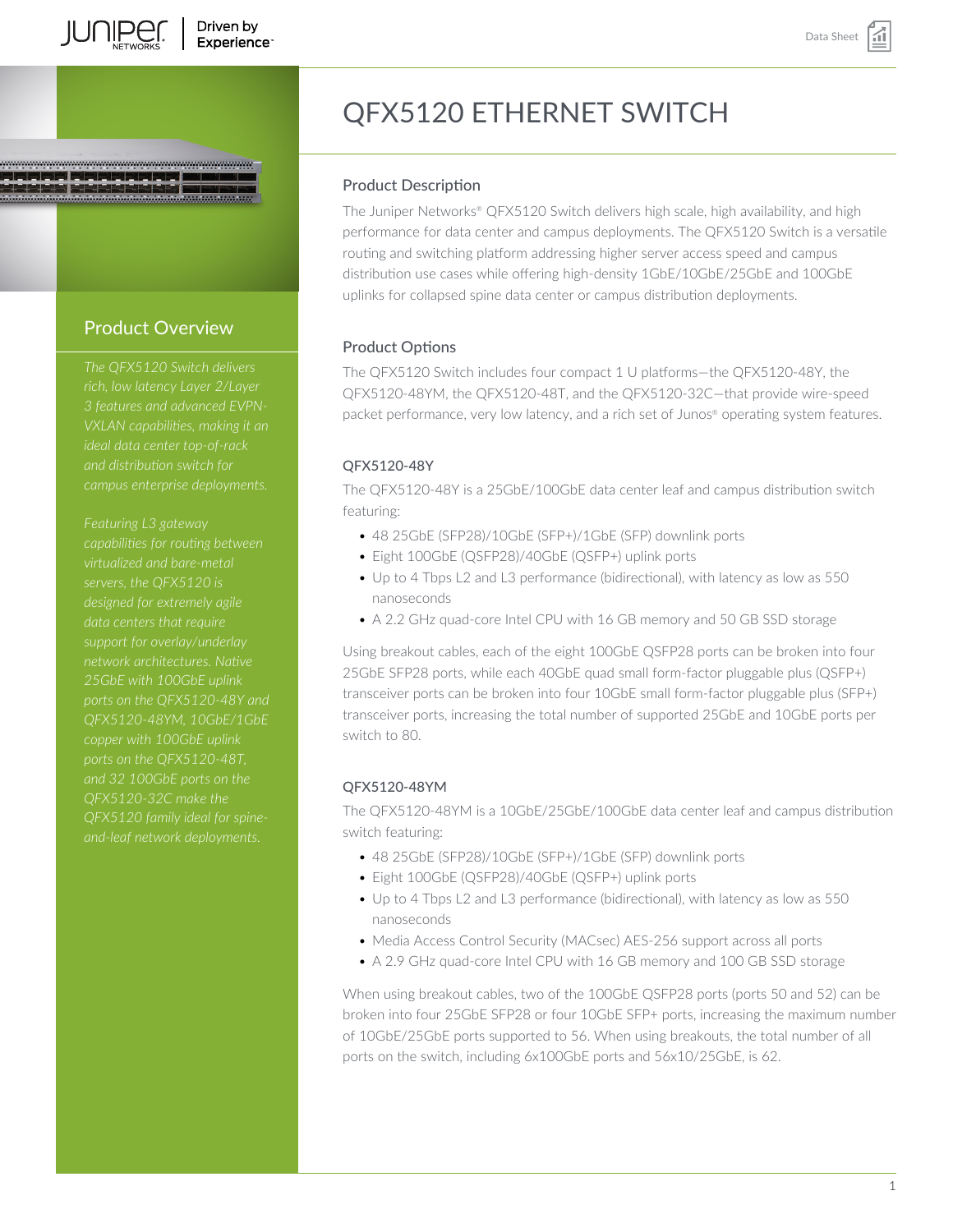# QFX5120 ETHERNET SWITCH

## Product Overview

*The QFX5120 Switch delivers rich, low latency Layer 2/Layer 3 features and advanced EVPN-VXLAN capabilities, making it an ideal data center top-of-rack and distribution switch for campus enterprise deployments.*

*Featuring L3 gateway capabilities for routing between virtualized and bare-metal servers, the QFX5120 is designed for extremely agile data centers that require support for overlay/underlay network architectures. Native 25GbE with 100GbE uplink ports on the QFX5120-48Y and QFX5120-48YM, 10GbE/1GbE copper with 100GbE uplink ports on the QFX5120-48T, and 32 100GbE ports on the QFX5120-32C make the QFX5120 family ideal for spine-and-leaf network deployments.*

## Product Description

The Juniper Networks® QFX5120 Switch delivers high scale, high availability, and high performance for data center and campus deployments. The QFX5120 Switch is a versatile routing and switching platform addressing higher server access speed and campus distribution use cases while offering high-density 1GbE/10GbE/25GbE and 100GbE uplinks for collapsed spine data center or campus distribution deployments.

## Product Options

The QFX5120 Switch includes four compact 1 U platforms—the QFX5120-48Y, the QFX5120-48YM, the QFX5120-48T, and the QFX5120-32C—that provide wire-speed packet performance, very low latency, and a rich set of Junos® operating system features.

### QFX5120-48Y

The QFX5120-48Y is a 25GbE/100GbE data center leaf and campus distribution switch featuring:

- 48 25GbE (SFP28)/10GbE (SFP+)/1GbE (SFP) downlink ports
- Eight 100GbE (QSFP28)/40GbE (QSFP+) uplink ports
- Up to 4 Tbps L2 and L3 performance (bidirectional), with latency as low as 550 nanoseconds
- A 2.2 GHz quad-core Intel CPU with 16 GB memory and 50 GB SSD storage

Using breakout cables, each of the eight 100GbE QSFP28 ports can be broken into four 25GbE SFP28 ports, while each 40GbE quad small form-factor pluggable plus (QSFP+) transceiver ports can be broken into four 10GbE small form-factor pluggable plus (SFP+) transceiver ports, increasing the total number of supported 25GbE and 10GbE ports per switch to 80.

### QFX5120-48YM

The QFX5120-48YM is a 10GbE/25GbE/100GbE data center leaf and campus distribution switch featuring:

- 48 25GbE (SFP28)/10GbE (SFP+)/1GbE (SFP) downlink ports
- Eight 100GbE (QSFP28)/40GbE (QSFP+) uplink ports
- Up to 4 Tbps L2 and L3 performance (bidirectional), with latency as low as 550 nanoseconds
- Media Access Control Security (MACsec) AES-256 support across all ports
- A 2.9 GHz quad-core Intel CPU with 16 GB memory and 100 GB SSD storage

When using breakout cables, two of the 100GbE QSFP28 ports (ports 50 and 52) can be broken into four 25GbE SFP28 or four 10GbE SFP+ ports, increasing the maximum number of 10GbE/25GbE ports supported to 56. When using breakouts, the total number of all ports on the switch, including 6x100GbE ports and 56x10/25GbE, is 62.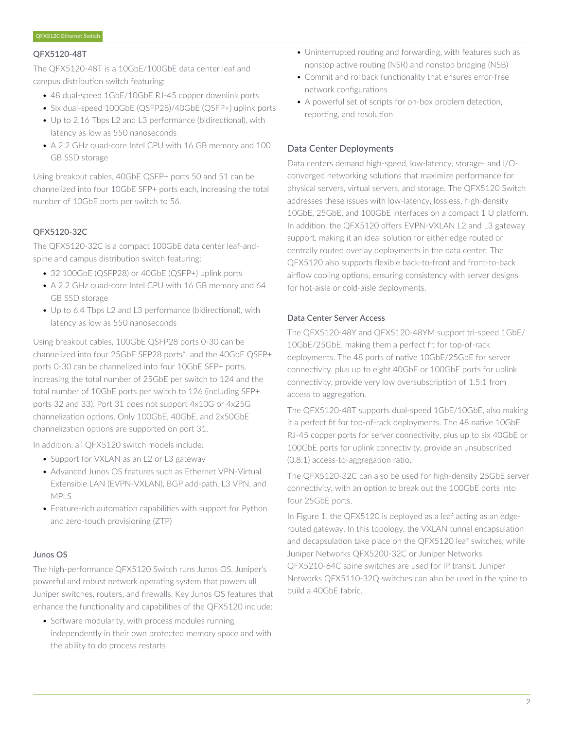### QFX5120-48T

The QFX5120-48T is a 10GbE/100GbE data center leaf and campus distribution switch featuring:

- 48 dual-speed 1GbE/10GbE RJ-45 copper downlink ports
- Six dual-speed 100GbE (QSFP28)/40GbE (QSFP+) uplink ports
- Up to 2.16 Tbps L2 and L3 performance (bidirectional), with latency as low as 550 nanoseconds
- A 2.2 GHz quad-core Intel CPU with 16 GB memory and 100 GB SSD storage

Using breakout cables, 40GbE QSFP+ ports 50 and 51 can be channelized into four 10GbE SFP+ ports each, increasing the total number of 10GbE ports per switch to 56.

### QFX5120-32C

The QFX5120-32C is a compact 100GbE data center leaf-and-spine and campus distribution switch featuring:

- 32 100GbE (QSFP28) or 40GbE (QSFP+) uplink ports
- A 2.2 GHz quad-core Intel CPU with 16 GB memory and 64 GB SSD storage
- Up to 6.4 Tbps L2 and L3 performance (bidirectional), with latency as low as 550 nanoseconds

Using breakout cables, 100GbE QSFP28 ports 0-30 can be channelized into four 25GbE SFP28 ports*, and the 40GbE QSFP+ ports 0-30 can be channelized into four 10GbE SFP+ ports, increasing the total number of 25GbE per switch to 124 and the total number of 10GbE ports per switch to 126 (including SFP+ ports 32 and 33). Port 31 does not support 4x10G or 4x25G channelization options. Only 100GbE, 40GbE, and 2x50GbE channelization options are supported on port 31.

In addition, all QFX5120 switch models include:

- Support for VXLAN as an L2 or L3 gateway
- Advanced Junos OS features such as Ethernet VPN-Virtual Extensible LAN (EVPN-VXLAN), BGP add-path, L3 VPN, and MPLS
- Feature-rich automation capabilities with support for Python and zero-touch provisioning (ZTP)

### Junos OS

The high-performance QFX5120 Switch runs Junos OS, Juniper's powerful and robust network operating system that powers all Juniper switches, routers, and firewalls. Key Junos OS features that enhance the functionality and capabilities of the QFX5120 include:

- Software modularity, with process modules running independently in their own protected memory space and with the ability to do process restarts
- Uninterrupted routing and forwarding, with features such as nonstop active routing (NSR) and nonstop bridging (NSB)
- Commit and rollback functionality that ensures error-free network configurations
- A powerful set of scripts for on-box problem detection, reporting, and resolution

## Data Center Deployments

Data centers demand high-speed, low-latency, storage- and I/O-converged networking solutions that maximize performance for physical servers, virtual servers, and storage. The QFX5120 Switch addresses these issues with low-latency, lossless, high-density 10GbE, 25GbE, and 100GbE interfaces on a compact 1 U platform. In addition, the QFX5120 offers EVPN-VXLAN L2 and L3 gateway support, making it an ideal solution for either edge routed or centrally routed overlay deployments in the data center. The QFX5120 also supports flexible back-to-front and front-to-back airflow cooling options, ensuring consistency with server designs for hot-aisle or cold-aisle deployments.

### Data Center Server Access

The QFX5120-48Y and QFX5120-48YM support tri-speed 1GbE/10GbE/25GbE, making them a perfect fit for top-of-rack deployments. The 48 ports of native 10GbE/25GbE for server connectivity, plus up to eight 40GbE or 100GbE ports for uplink connectivity, provide very low oversubscription of 1.5:1 from access to aggregation.

The QFX5120-48T supports dual-speed 1GbE/10GbE, also making it a perfect fit for top-of-rack deployments. The 48 native 10GbE RJ-45 copper ports for server connectivity, plus up to six 40GbE or 100GbE ports for uplink connectivity, provide an unsubscribed (0.8:1) access-to-aggregation ratio.

The QFX5120-32C can also be used for high-density 25GbE server connectivity, with an option to break out the 100GbE ports into four 25GbE ports.

In Figure 1, the QFX5120 is deployed as a leaf acting as an edge-routed gateway. In this topology, the VXLAN tunnel encapsulation and decapsulation take place on the QFX5120 leaf switches, while Juniper Networks QFX5200-32C or Juniper Networks QFX5210-64C spine switches are used for IP transit. Juniper Networks QFX5110-32Q switches can also be used in the spine to build a 40GbE fabric.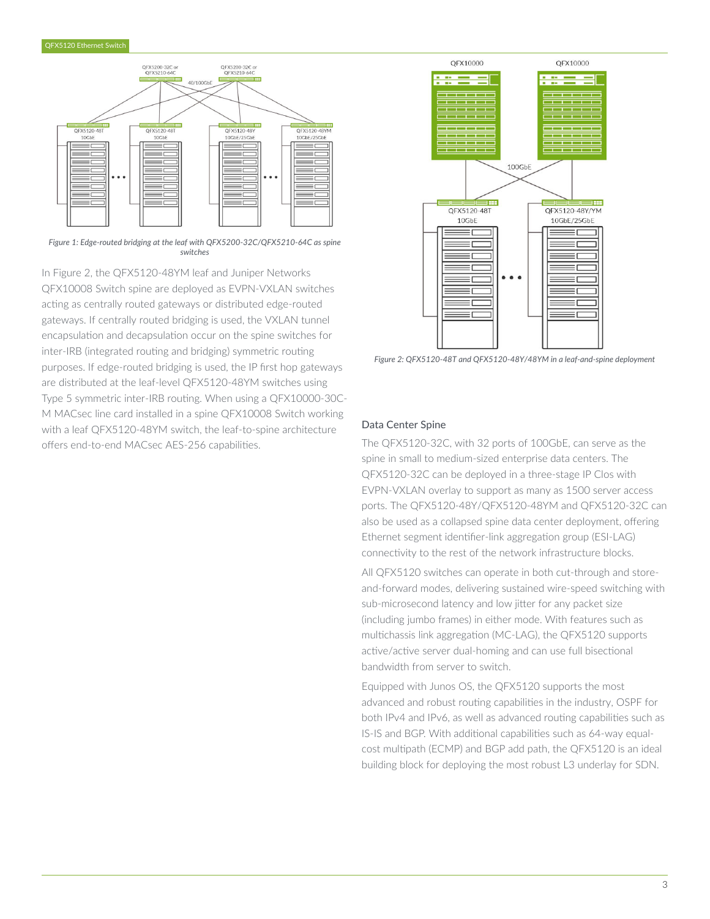*Figure 1: Edge-routed bridging at the leaf with QFX5200-32C/QFX5210-64C as spine switches*

In Figure 2, the QFX5120-48YM leaf and Juniper Networks QFX10008 Switch spine are deployed as EVPN-VXLAN switches acting as centrally routed gateways or distributed edge-routed gateways. If centrally routed bridging is used, the VXLAN tunnel encapsulation and decapsulation occur on the spine switches for inter-IRB (integrated routing and bridging) symmetric routing purposes. If edge-routed bridging is used, the IP first hop gateways are distributed at the leaf-level QFX5120-48YM switches using Type 5 symmetric inter-IRB routing. When using a QFX10000-30C-M MACsec line card installed in a spine QFX10008 Switch working with a leaf QFX5120-48YM switch, the leaf-to-spine architecture offers end-to-end MACsec AES-256 capabilities.

*Figure 2: QFX5120-48T and QFX5120-48Y/48YM in a leaf-and-spine deployment*

### Data Center Spine

The QFX5120-32C, with 32 ports of 100GbE, can serve as the spine in small to medium-sized enterprise data centers. The QFX5120-32C can be deployed in a three-stage IP Clos with EVPN-VXLAN overlay to support as many as 1500 server access ports. The QFX5120-48Y/QFX5120-48YM and QFX5120-32C can also be used as a collapsed spine data center deployment, offering Ethernet segment identifier-link aggregation group (ESI-LAG) connectivity to the rest of the network infrastructure blocks.

All QFX5120 switches can operate in both cut-through and store-and-forward modes, delivering sustained wire-speed switching with sub-microsecond latency and low jitter for any packet size (including jumbo frames) in either mode. With features such as multichassis link aggregation (MC-LAG), the QFX5120 supports active/active server dual-homing and can use full bisectional bandwidth from server to switch.

Equipped with Junos OS, the QFX5120 supports the most advanced and robust routing capabilities in the industry, OSPF for both IPv4 and IPv6, as well as advanced routing capabilities such as IS-IS and BGP. With additional capabilities such as 64-way equal-cost multipath (ECMP) and BGP add path, the QFX5120 is an ideal building block for deploying the most robust L3 underlay for SDN.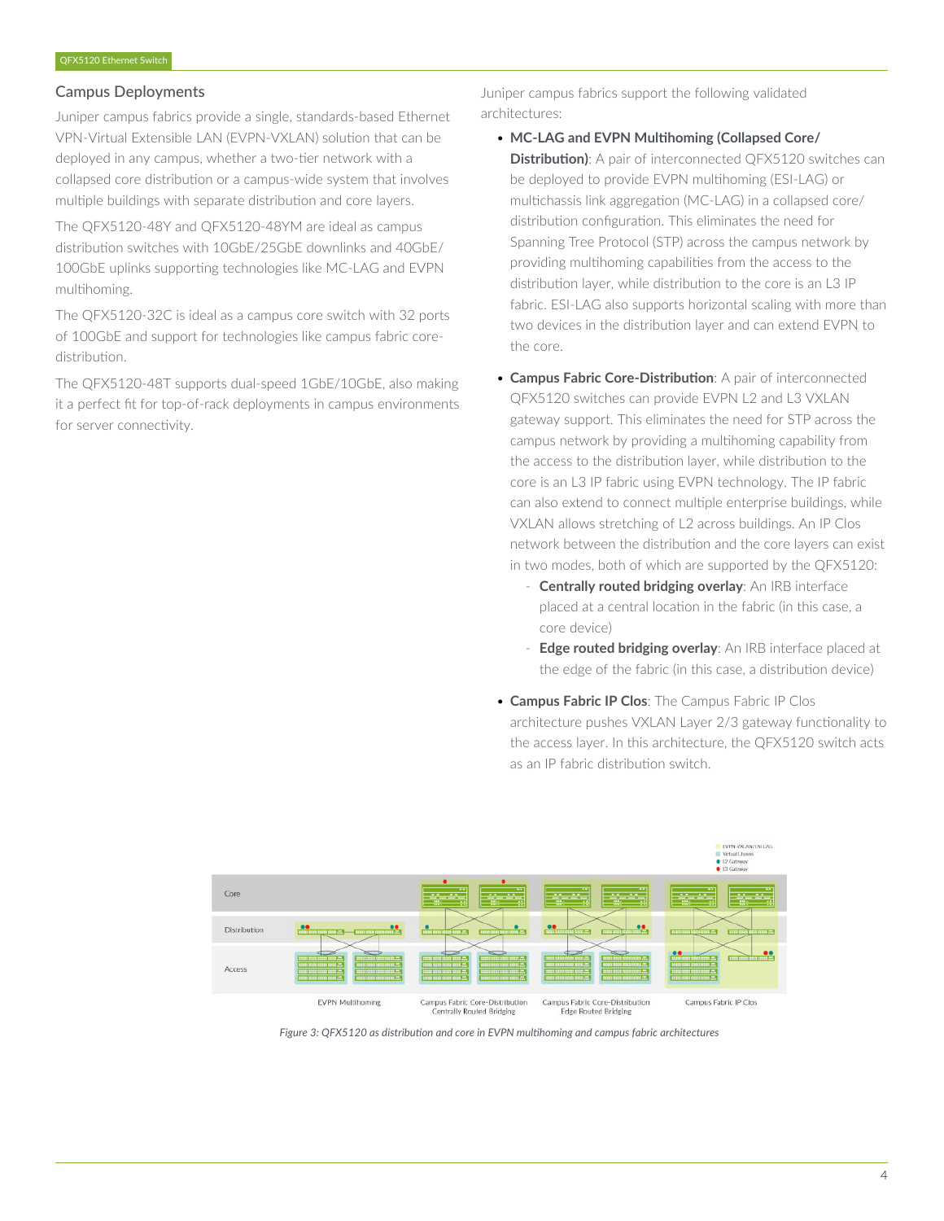## Campus Deployments

Juniper campus fabrics provide a single, standards-based Ethernet VPN-Virtual Extensible LAN (EVPN-VXLAN) solution that can be deployed in any campus, whether a two-tier network with a collapsed core distribution or a campus-wide system that involves multiple buildings with separate distribution and core layers.

The QFX5120-48Y and QFX5120-48YM are ideal as campus distribution switches with 10GbE/25GbE downlinks and 40GbE/100GbE uplinks supporting technologies like MC-LAG and EVPN multihoming.

The QFX5120-32C is ideal as a campus core switch with 32 ports of 100GbE and support for technologies like campus fabric core-distribution.

The QFX5120-48T supports dual-speed 1GbE/10GbE, also making it a perfect fit for top-of-rack deployments in campus environments for server connectivity.

Juniper campus fabrics support the following validated architectures:

- **MC-LAG and EVPN Multihoming (Collapsed Core/Distribution)**: A pair of interconnected QFX5120 switches can be deployed to provide EVPN multihoming (ESI-LAG) or multichassis link aggregation (MC-LAG) in a collapsed core/distribution configuration. This eliminates the need for Spanning Tree Protocol (STP) across the campus network by providing multihoming capabilities from the access to the distribution layer, while distribution to the core is an L3 IP fabric. ESI-LAG also supports horizontal scaling with more than two devices in the distribution layer and can extend EVPN to the core.
- **Campus Fabric Core-Distribution**: A pair of interconnected QFX5120 switches can provide EVPN L2 and L3 VXLAN gateway support. This eliminates the need for STP across the campus network by providing a multihoming capability from the access to the distribution layer, while distribution to the core is an L3 IP fabric using EVPN technology. The IP fabric can also extend to connect multiple enterprise buildings, while VXLAN allows stretching of L2 across buildings. An IP Clos network between the distribution and the core layers can exist in two modes, both of which are supported by the QFX5120:
  - **Centrally routed bridging overlay**: An IRB interface placed at a central location in the fabric (in this case, a core device)
  - **Edge routed bridging overlay**: An IRB interface placed at the edge of the fabric (in this case, a distribution device)
- **Campus Fabric IP Clos**: The Campus Fabric IP Clos architecture pushes VXLAN Layer 2/3 gateway functionality to the access layer. In this architecture, the QFX5120 switch acts as an IP fabric distribution switch.

*Figure 3: QFX5120 as distribution and core in EVPN multihoming and campus fabric architectures*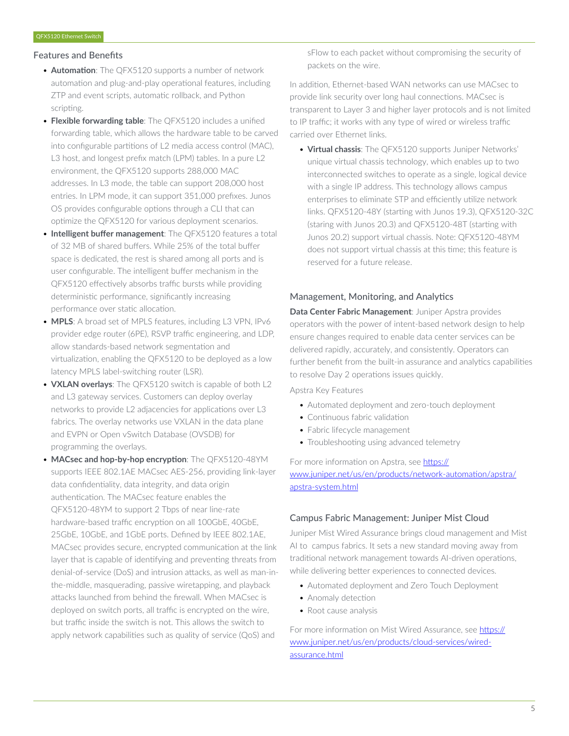## Features and Benefits

- **Automation**: The QFX5120 supports a number of network automation and plug-and-play operational features, including ZTP and event scripts, automatic rollback, and Python scripting.
- **Flexible forwarding table**: The QFX5120 includes a unified forwarding table, which allows the hardware table to be carved into configurable partitions of L2 media access control (MAC), L3 host, and longest prefix match (LPM) tables. In a pure L2 environment, the QFX5120 supports 288,000 MAC addresses. In L3 mode, the table can support 208,000 host entries. In LPM mode, it can support 351,000 prefixes. Junos OS provides configurable options through a CLI that can optimize the QFX5120 for various deployment scenarios.
- **Intelligent buffer management**: The QFX5120 features a total of 32 MB of shared buffers. While 25% of the total buffer space is dedicated, the rest is shared among all ports and is user configurable. The intelligent buffer mechanism in the QFX5120 effectively absorbs traffic bursts while providing deterministic performance, significantly increasing performance over static allocation.
- **MPLS**: A broad set of MPLS features, including L3 VPN, IPv6 provider edge router (6PE), RSVP traffic engineering, and LDP, allow standards-based network segmentation and virtualization, enabling the QFX5120 to be deployed as a low latency MPLS label-switching router (LSR).
- **VXLAN overlays**: The QFX5120 switch is capable of both L2 and L3 gateway services. Customers can deploy overlay networks to provide L2 adjacencies for applications over L3 fabrics. The overlay networks use VXLAN in the data plane and EVPN or Open vSwitch Database (OVSDB) for programming the overlays.
- **MACsec and hop-by-hop encryption**: The QFX5120-48YM supports IEEE 802.1AE MACsec AES-256, providing link-layer data confidentiality, data integrity, and data origin authentication. The MACsec feature enables the QFX5120-48YM to support 2 Tbps of near line-rate hardware-based traffic encryption on all 100GbE, 40GbE, 25GbE, 10GbE, and 1GbE ports. Defined by IEEE 802.1AE, MACsec provides secure, encrypted communication at the link layer that is capable of identifying and preventing threats from denial-of-service (DoS) and intrusion attacks, as well as man-in-the-middle, masquerading, passive wiretapping, and playback attacks launched from behind the firewall. When MACsec is deployed on switch ports, all traffic is encrypted on the wire, but traffic inside the switch is not. This allows the switch to apply network capabilities such as quality of service (QoS) and sFlow to each packet without compromising the security of packets on the wire.

In addition, Ethernet-based WAN networks can use MACsec to provide link security over long haul connections. MACsec is transparent to Layer 3 and higher layer protocols and is not limited to IP traffic; it works with any type of wired or wireless traffic carried over Ethernet links.

- **Virtual chassis**: The QFX5120 supports Juniper Networks' unique virtual chassis technology, which enables up to two interconnected switches to operate as a single, logical device with a single IP address. This technology allows campus enterprises to eliminate STP and efficiently utilize network links. QFX5120-48Y (starting with Junos 19.3), QFX5120-32C (staring with Junos 20.3) and QFX5120-48T (starting with Junos 20.2) support virtual chassis. Note: QFX5120-48YM does not support virtual chassis at this time; this feature is reserved for a future release.

## Management, Monitoring, and Analytics

**Data Center Fabric Management**: Juniper Apstra provides operators with the power of intent-based network design to help ensure changes required to enable data center services can be delivered rapidly, accurately, and consistently. Operators can further benefit from the built-in assurance and analytics capabilities to resolve Day 2 operations issues quickly.

Apstra Key Features

- Automated deployment and zero-touch deployment
- Continuous fabric validation
- Fabric lifecycle management
- Troubleshooting using advanced telemetry

For more information on Apstra, see https://www.juniper.net/us/en/products/network-automation/apstra/apstra-system.html

## Campus Fabric Management: Juniper Mist Cloud

Juniper Mist Wired Assurance brings cloud management and Mist AI to campus fabrics. It sets a new standard moving away from traditional network management towards AI-driven operations, while delivering better experiences to connected devices.

- Automated deployment and Zero Touch Deployment
- Anomaly detection
- Root cause analysis

For more information on Mist Wired Assurance, see https://www.juniper.net/us/en/products/cloud-services/wired-assurance.html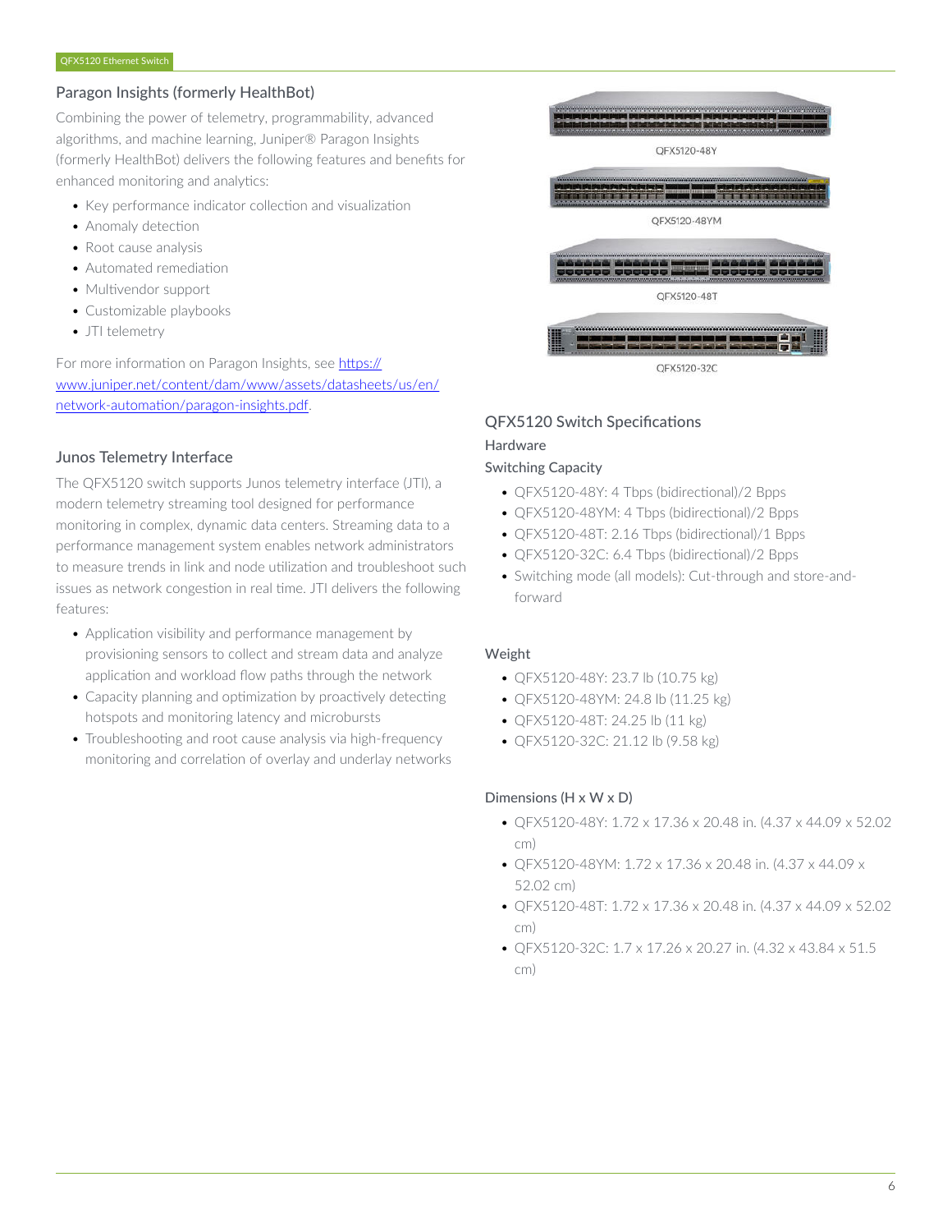## Paragon Insights (formerly HealthBot)

Combining the power of telemetry, programmability, advanced algorithms, and machine learning, Juniper® Paragon Insights (formerly HealthBot) delivers the following features and benefits for enhanced monitoring and analytics:

- Key performance indicator collection and visualization
- Anomaly detection
- Root cause analysis
- Automated remediation
- Multivendor support
- Customizable playbooks
- JTI telemetry

For more information on Paragon Insights, see [https://www.juniper.net/content/dam/www/assets/datasheets/us/en/network-automation/paragon-insights.pdf](https://www.juniper.net/content/dam/www/assets/datasheets/us/en/network-automation/paragon-insights.pdf).

## Junos Telemetry Interface

The QFX5120 switch supports Junos telemetry interface (JTI), a modern telemetry streaming tool designed for performance monitoring in complex, dynamic data centers. Streaming data to a performance management system enables network administrators to measure trends in link and node utilization and troubleshoot such issues as network congestion in real time. JTI delivers the following features:

- Application visibility and performance management by provisioning sensors to collect and stream data and analyze application and workload flow paths through the network
- Capacity planning and optimization by proactively detecting hotspots and monitoring latency and microbursts
- Troubleshooting and root cause analysis via high-frequency monitoring and correlation of overlay and underlay networks

QFX5120-48Y

QFX5120-48YM

QFX5120-48T

QFX5120-32C

## QFX5120 Switch Specifications

### Hardware

#### Switching Capacity

- QFX5120-48Y: 4 Tbps (bidirectional)/2 Bpps
- QFX5120-48YM: 4 Tbps (bidirectional)/2 Bpps
- QFX5120-48T: 2.16 Tbps (bidirectional)/1 Bpps
- QFX5120-32C: 6.4 Tbps (bidirectional)/2 Bpps
- Switching mode (all models): Cut-through and store-and-forward

#### Weight

- QFX5120-48Y: 23.7 lb (10.75 kg)
- QFX5120-48YM: 24.8 lb (11.25 kg)
- QFX5120-48T: 24.25 lb (11 kg)
- QFX5120-32C: 21.12 lb (9.58 kg)

#### Dimensions (H x W x D)

- QFX5120-48Y: 1.72 x 17.36 x 20.48 in. (4.37 x 44.09 x 52.02 cm)
- QFX5120-48YM: 1.72 x 17.36 x 20.48 in. (4.37 x 44.09 x 52.02 cm)
- QFX5120-48T: 1.72 x 17.36 x 20.48 in. (4.37 x 44.09 x 52.02 cm)
- QFX5120-32C: 1.7 x 17.26 x 20.27 in. (4.32 x 43.84 x 51.5 cm)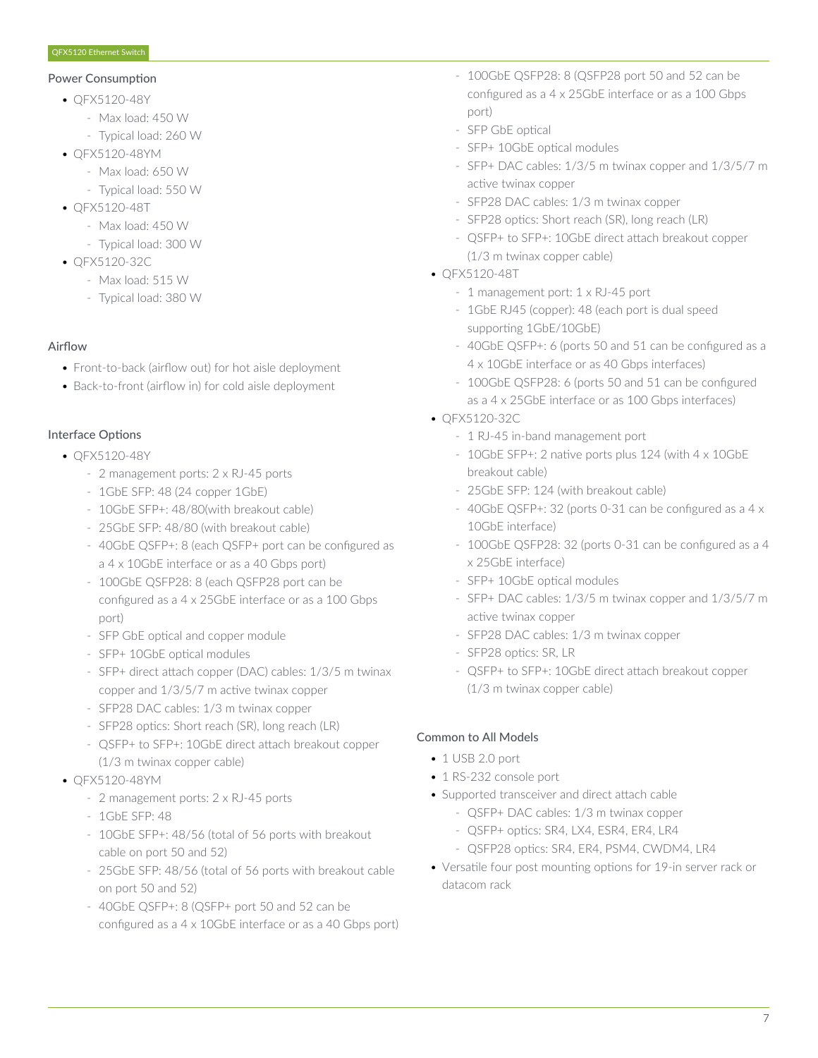### Power Consumption

- QFX5120-48Y
  - Max load: 450 W
  - Typical load: 260 W
- QFX5120-48YM
  - Max load: 650 W
  - Typical load: 550 W
- QFX5120-48T
  - Max load: 450 W
  - Typical load: 300 W
- QFX5120-32C
  - Max load: 515 W
  - Typical load: 380 W

### Airflow

- Front-to-back (airflow out) for hot aisle deployment
- Back-to-front (airflow in) for cold aisle deployment

### Interface Options

- QFX5120-48Y
  - 2 management ports: 2 x RJ-45 ports
  - 1GbE SFP: 48 (24 copper 1GbE)
  - 10GbE SFP+: 48/80(with breakout cable)
  - 25GbE SFP: 48/80 (with breakout cable)
  - 40GbE QSFP+: 8 (each QSFP+ port can be configured as a 4 x 10GbE interface or as a 40 Gbps port)
  - 100GbE QSFP28: 8 (each QSFP28 port can be configured as a 4 x 25GbE interface or as a 100 Gbps port)
  - SFP GbE optical and copper module
  - SFP+ 10GbE optical modules
  - SFP+ direct attach copper (DAC) cables: 1/3/5 m twinax copper and 1/3/5/7 m active twinax copper
  - SFP28 DAC cables: 1/3 m twinax copper
  - SFP28 optics: Short reach (SR), long reach (LR)
  - QSFP+ to SFP+: 10GbE direct attach breakout copper (1/3 m twinax copper cable)
- QFX5120-48YM
  - 2 management ports: 2 x RJ-45 ports
  - 1GbE SFP: 48
  - 10GbE SFP+: 48/56 (total of 56 ports with breakout cable on port 50 and 52)
  - 25GbE SFP: 48/56 (total of 56 ports with breakout cable on port 50 and 52)
  - 40GbE QSFP+: 8 (QSFP+ port 50 and 52 can be configured as a 4 x 10GbE interface or as a 40 Gbps port)
  - 100GbE QSFP28: 8 (QSFP28 port 50 and 52 can be configured as a 4 x 25GbE interface or as a 100 Gbps port)
  - SFP GbE optical
  - SFP+ 10GbE optical modules
  - SFP+ DAC cables: 1/3/5 m twinax copper and 1/3/5/7 m active twinax copper
  - SFP28 DAC cables: 1/3 m twinax copper
  - SFP28 optics: Short reach (SR), long reach (LR)
  - QSFP+ to SFP+: 10GbE direct attach breakout copper (1/3 m twinax copper cable)
- QFX5120-48T
  - 1 management port: 1 x RJ-45 port
  - 1GbE RJ45 (copper): 48 (each port is dual speed supporting 1GbE/10GbE)
  - 40GbE QSFP+: 6 (ports 50 and 51 can be configured as a 4 x 10GbE interface or as 40 Gbps interfaces)
  - 100GbE QSFP28: 6 (ports 50 and 51 can be configured as a 4 x 25GbE interface or as 100 Gbps interfaces)
- QFX5120-32C
  - 1 RJ-45 in-band management port
  - 10GbE SFP+: 2 native ports plus 124 (with 4 x 10GbE breakout cable)
  - 25GbE SFP: 124 (with breakout cable)
  - 40GbE QSFP+: 32 (ports 0-31 can be configured as a 4 x 10GbE interface)
  - 100GbE QSFP28: 32 (ports 0-31 can be configured as a 4 x 25GbE interface)
  - SFP+ 10GbE optical modules
  - SFP+ DAC cables: 1/3/5 m twinax copper and 1/3/5/7 m active twinax copper
  - SFP28 DAC cables: 1/3 m twinax copper
  - SFP28 optics: SR, LR
  - QSFP+ to SFP+: 10GbE direct attach breakout copper (1/3 m twinax copper cable)

### Common to All Models

- 1 USB 2.0 port
- 1 RS-232 console port
- Supported transceiver and direct attach cable
  - QSFP+ DAC cables: 1/3 m twinax copper
  - QSFP+ optics: SR4, LX4, ESR4, ER4, LR4
  - QSFP28 optics: SR4, ER4, PSM4, CWDM4, LR4
- Versatile four post mounting options for 19-in server rack or datacom rack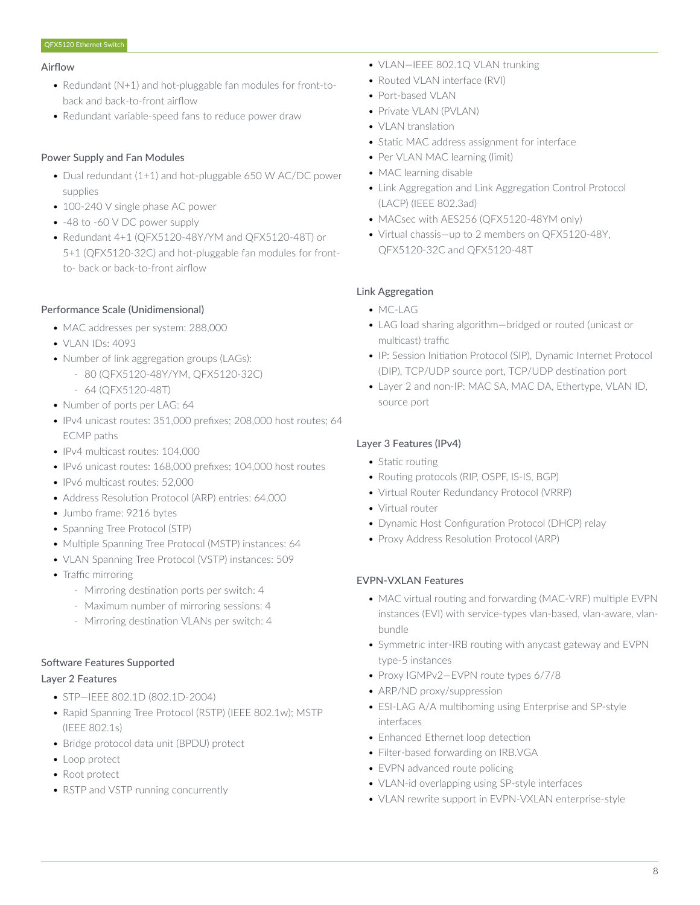### Airflow

- Redundant (N+1) and hot-pluggable fan modules for front-to-back and back-to-front airflow
- Redundant variable-speed fans to reduce power draw

### Power Supply and Fan Modules

- Dual redundant (1+1) and hot-pluggable 650 W AC/DC power supplies
- 100-240 V single phase AC power
- -48 to -60 V DC power supply
- Redundant 4+1 (QFX5120-48Y/YM and QFX5120-48T) or 5+1 (QFX5120-32C) and hot-pluggable fan modules for front-to- back or back-to-front airflow

### Performance Scale (Unidimensional)

- MAC addresses per system: 288,000
- VLAN IDs: 4093
- Number of link aggregation groups (LAGs):
  - 80 (QFX5120-48Y/YM, QFX5120-32C)
  - 64 (QFX5120-48T)
- Number of ports per LAG: 64
- IPv4 unicast routes: 351,000 prefixes; 208,000 host routes; 64 ECMP paths
- IPv4 multicast routes: 104,000
- IPv6 unicast routes: 168,000 prefixes; 104,000 host routes
- IPv6 multicast routes: 52,000
- Address Resolution Protocol (ARP) entries: 64,000
- Jumbo frame: 9216 bytes
- Spanning Tree Protocol (STP)
- Multiple Spanning Tree Protocol (MSTP) instances: 64
- VLAN Spanning Tree Protocol (VSTP) instances: 509
- Traffic mirroring
  - Mirroring destination ports per switch: 4
  - Maximum number of mirroring sessions: 4
  - Mirroring destination VLANs per switch: 4

### Software Features Supported

### Layer 2 Features

- STP—IEEE 802.1D (802.1D-2004)
- Rapid Spanning Tree Protocol (RSTP) (IEEE 802.1w); MSTP (IEEE 802.1s)
- Bridge protocol data unit (BPDU) protect
- Loop protect
- Root protect
- RSTP and VSTP running concurrently
- VLAN—IEEE 802.1Q VLAN trunking
- Routed VLAN interface (RVI)
- Port-based VLAN
- Private VLAN (PVLAN)
- VLAN translation
- Static MAC address assignment for interface
- Per VLAN MAC learning (limit)
- MAC learning disable
- Link Aggregation and Link Aggregation Control Protocol (LACP) (IEEE 802.3ad)
- MACsec with AES256 (QFX5120-48YM only)
- Virtual chassis—up to 2 members on QFX5120-48Y, QFX5120-32C and QFX5120-48T

### Link Aggregation

- MC-LAG
- LAG load sharing algorithm—bridged or routed (unicast or multicast) traffic
- IP: Session Initiation Protocol (SIP), Dynamic Internet Protocol (DIP), TCP/UDP source port, TCP/UDP destination port
- Layer 2 and non-IP: MAC SA, MAC DA, Ethertype, VLAN ID, source port

### Layer 3 Features (IPv4)

- Static routing
- Routing protocols (RIP, OSPF, IS-IS, BGP)
- Virtual Router Redundancy Protocol (VRRP)
- Virtual router
- Dynamic Host Configuration Protocol (DHCP) relay
- Proxy Address Resolution Protocol (ARP)

### EVPN-VXLAN Features

- MAC virtual routing and forwarding (MAC-VRF) multiple EVPN instances (EVI) with service-types vlan-based, vlan-aware, vlan-bundle
- Symmetric inter-IRB routing with anycast gateway and EVPN type-5 instances
- Proxy IGMPv2—EVPN route types 6/7/8
- ARP/ND proxy/suppression
- ESI-LAG A/A multihoming using Enterprise and SP-style interfaces
- Enhanced Ethernet loop detection
- Filter-based forwarding on IRB.VGA
- EVPN advanced route policing
- VLAN-id overlapping using SP-style interfaces
- VLAN rewrite support in EVPN-VXLAN enterprise-style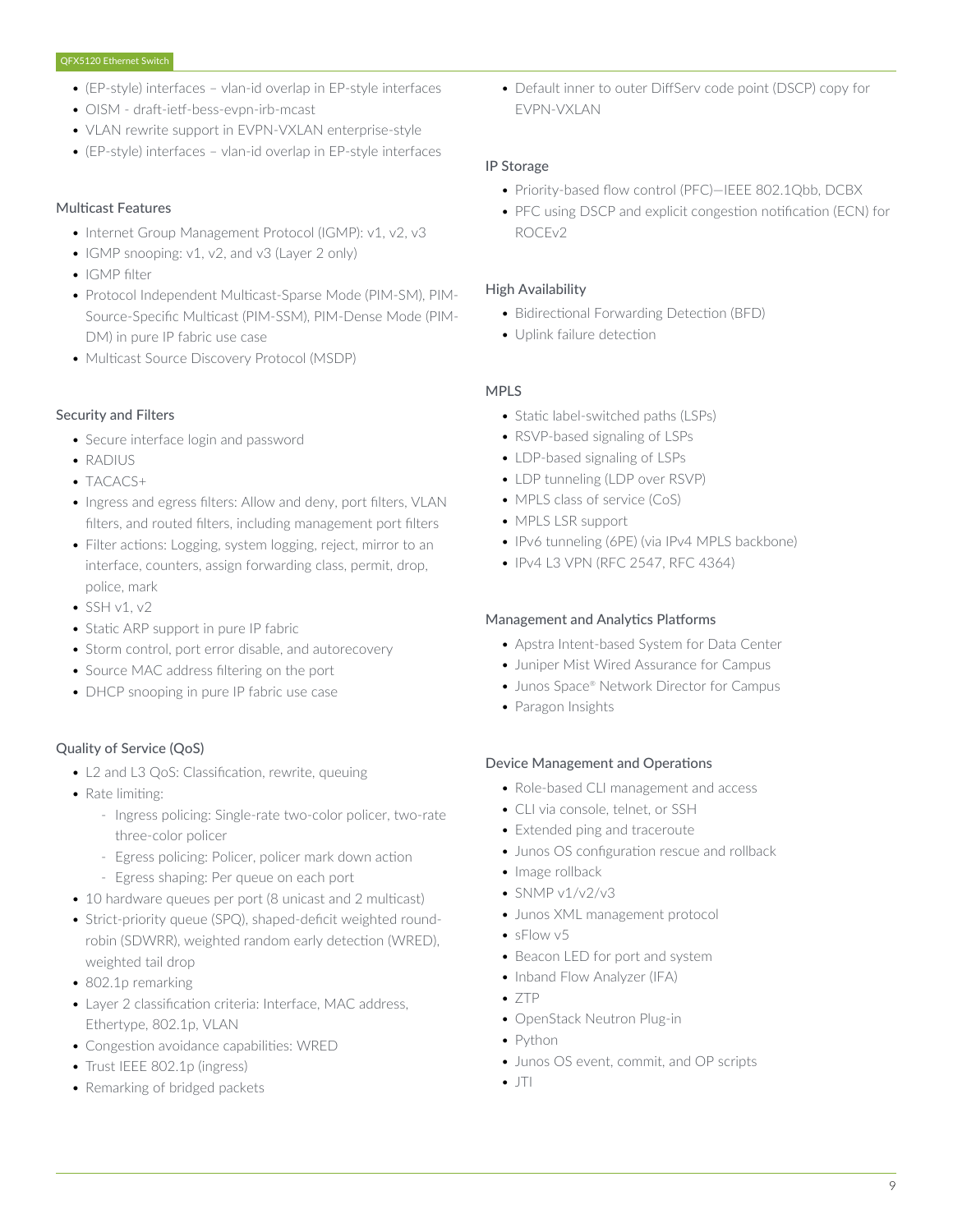- (EP-style) interfaces – vlan-id overlap in EP-style interfaces
- OISM - draft-ietf-bess-evpn-irb-mcast
- VLAN rewrite support in EVPN-VXLAN enterprise-style
- (EP-style) interfaces – vlan-id overlap in EP-style interfaces

### Multicast Features

- Internet Group Management Protocol (IGMP): v1, v2, v3
- IGMP snooping: v1, v2, and v3 (Layer 2 only)
- IGMP filter
- Protocol Independent Multicast-Sparse Mode (PIM-SM), PIM-Source-Specific Multicast (PIM-SSM), PIM-Dense Mode (PIM-DM) in pure IP fabric use case
- Multicast Source Discovery Protocol (MSDP)

### Security and Filters

- Secure interface login and password
- RADIUS
- TACACS+
- Ingress and egress filters: Allow and deny, port filters, VLAN filters, and routed filters, including management port filters
- Filter actions: Logging, system logging, reject, mirror to an interface, counters, assign forwarding class, permit, drop, police, mark
- SSH v1, v2
- Static ARP support in pure IP fabric
- Storm control, port error disable, and autorecovery
- Source MAC address filtering on the port
- DHCP snooping in pure IP fabric use case

### Quality of Service (QoS)

- L2 and L3 QoS: Classification, rewrite, queuing
- Rate limiting:
  - Ingress policing: Single-rate two-color policer, two-rate three-color policer
  - Egress policing: Policer, policer mark down action
  - Egress shaping: Per queue on each port
- 10 hardware queues per port (8 unicast and 2 multicast)
- Strict-priority queue (SPQ), shaped-deficit weighted round-robin (SDWRR), weighted random early detection (WRED), weighted tail drop
- 802.1p remarking
- Layer 2 classification criteria: Interface, MAC address, Ethertype, 802.1p, VLAN
- Congestion avoidance capabilities: WRED
- Trust IEEE 802.1p (ingress)
- Remarking of bridged packets
- Default inner to outer DiffServ code point (DSCP) copy for EVPN-VXLAN

### IP Storage

- Priority-based flow control (PFC)—IEEE 802.1Qbb, DCBX
- PFC using DSCP and explicit congestion notification (ECN) for ROCEv2

### High Availability

- Bidirectional Forwarding Detection (BFD)
- Uplink failure detection

### MPLS

- Static label-switched paths (LSPs)
- RSVP-based signaling of LSPs
- LDP-based signaling of LSPs
- LDP tunneling (LDP over RSVP)
- MPLS class of service (CoS)
- MPLS LSR support
- IPv6 tunneling (6PE) (via IPv4 MPLS backbone)
- IPv4 L3 VPN (RFC 2547, RFC 4364)

### Management and Analytics Platforms

- Apstra Intent-based System for Data Center
- Juniper Mist Wired Assurance for Campus
- Junos Space® Network Director for Campus
- Paragon Insights

### Device Management and Operations

- Role-based CLI management and access
- CLI via console, telnet, or SSH
- Extended ping and traceroute
- Junos OS configuration rescue and rollback
- Image rollback
- SNMP v1/v2/v3
- Junos XML management protocol
- sFlow v5
- Beacon LED for port and system
- Inband Flow Analyzer (IFA)
- ZTP
- OpenStack Neutron Plug-in
- Python
- Junos OS event, commit, and OP scripts
- JTI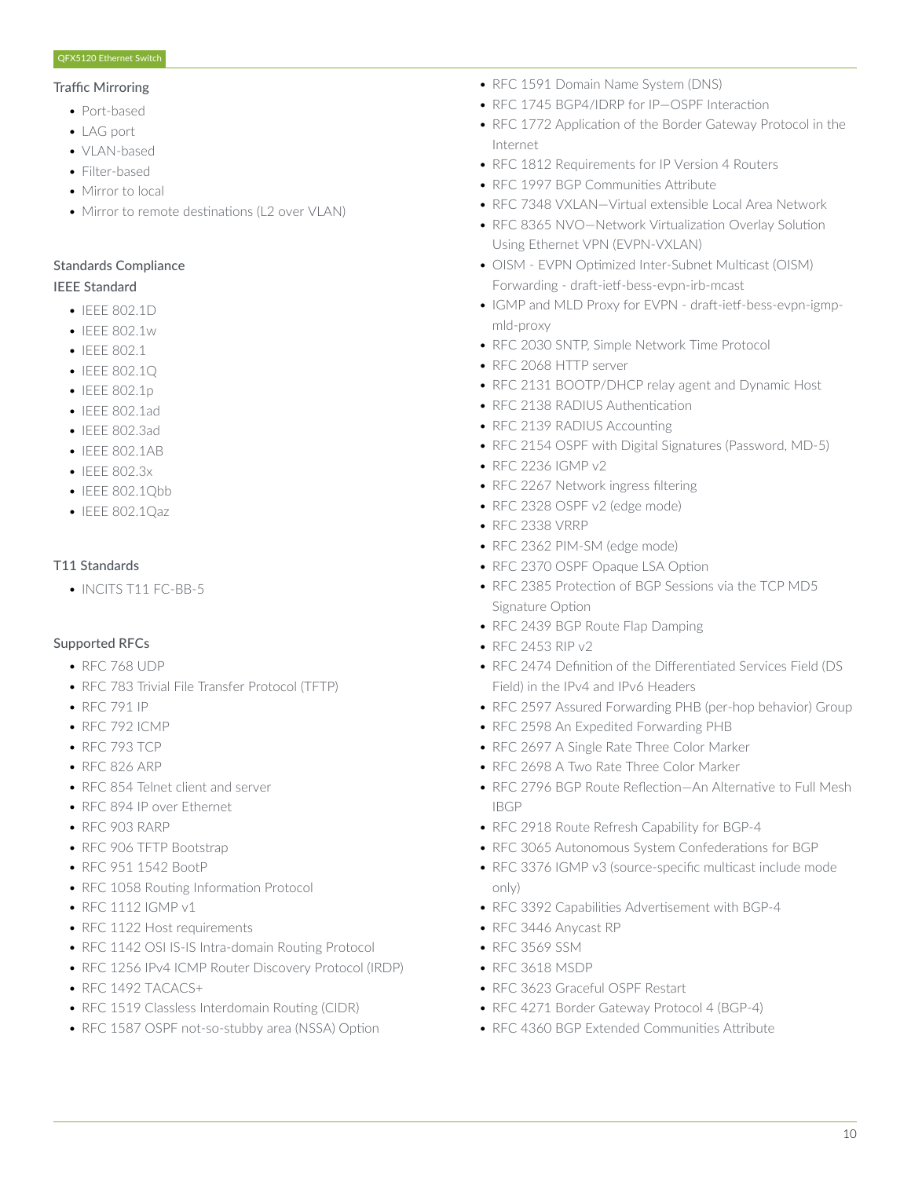### Traffic Mirroring

- Port-based
- LAG port
- VLAN-based
- Filter-based
- Mirror to local
- Mirror to remote destinations (L2 over VLAN)

## Standards Compliance

### IEEE Standard

- IEEE 802.1D
- IEEE 802.1w
- IEEE 802.1
- IEEE 802.1Q
- IEEE 802.1p
- IEEE 802.1ad
- IEEE 802.3ad
- IEEE 802.1AB
- IEEE 802.3x
- IEEE 802.1Qbb
- IEEE 802.1Qaz

### T11 Standards

- INCITS T11 FC-BB-5

### Supported RFCs

- RFC 768 UDP
- RFC 783 Trivial File Transfer Protocol (TFTP)
- RFC 791 IP
- RFC 792 ICMP
- RFC 793 TCP
- RFC 826 ARP
- RFC 854 Telnet client and server
- RFC 894 IP over Ethernet
- RFC 903 RARP
- RFC 906 TFTP Bootstrap
- RFC 951 1542 BootP
- RFC 1058 Routing Information Protocol
- RFC 1112 IGMP v1
- RFC 1122 Host requirements
- RFC 1142 OSI IS-IS Intra-domain Routing Protocol
- RFC 1256 IPv4 ICMP Router Discovery Protocol (IRDP)
- RFC 1492 TACACS+
- RFC 1519 Classless Interdomain Routing (CIDR)
- RFC 1587 OSPF not-so-stubby area (NSSA) Option
- RFC 1591 Domain Name System (DNS)
- RFC 1745 BGP4/IDRP for IP—OSPF Interaction
- RFC 1772 Application of the Border Gateway Protocol in the Internet
- RFC 1812 Requirements for IP Version 4 Routers
- RFC 1997 BGP Communities Attribute
- RFC 7348 VXLAN—Virtual extensible Local Area Network
- RFC 8365 NVO—Network Virtualization Overlay Solution Using Ethernet VPN (EVPN-VXLAN)
- OISM - EVPN Optimized Inter-Subnet Multicast (OISM) Forwarding - draft-ietf-bess-evpn-irb-mcast
- IGMP and MLD Proxy for EVPN - draft-ietf-bess-evpn-igmp-mld-proxy
- RFC 2030 SNTP, Simple Network Time Protocol
- RFC 2068 HTTP server
- RFC 2131 BOOTP/DHCP relay agent and Dynamic Host
- RFC 2138 RADIUS Authentication
- RFC 2139 RADIUS Accounting
- RFC 2154 OSPF with Digital Signatures (Password, MD-5)
- RFC 2236 IGMP v2
- RFC 2267 Network ingress filtering
- RFC 2328 OSPF v2 (edge mode)
- RFC 2338 VRRP
- RFC 2362 PIM-SM (edge mode)
- RFC 2370 OSPF Opaque LSA Option
- RFC 2385 Protection of BGP Sessions via the TCP MD5 Signature Option
- RFC 2439 BGP Route Flap Damping
- RFC 2453 RIP v2
- RFC 2474 Definition of the Differentiated Services Field (DS Field) in the IPv4 and IPv6 Headers
- RFC 2597 Assured Forwarding PHB (per-hop behavior) Group
- RFC 2598 An Expedited Forwarding PHB
- RFC 2697 A Single Rate Three Color Marker
- RFC 2698 A Two Rate Three Color Marker
- RFC 2796 BGP Route Reflection—An Alternative to Full Mesh IBGP
- RFC 2918 Route Refresh Capability for BGP-4
- RFC 3065 Autonomous System Confederations for BGP
- RFC 3376 IGMP v3 (source-specific multicast include mode only)
- RFC 3392 Capabilities Advertisement with BGP-4
- RFC 3446 Anycast RP
- RFC 3569 SSM
- RFC 3618 MSDP
- RFC 3623 Graceful OSPF Restart
- RFC 4271 Border Gateway Protocol 4 (BGP-4)
- RFC 4360 BGP Extended Communities Attribute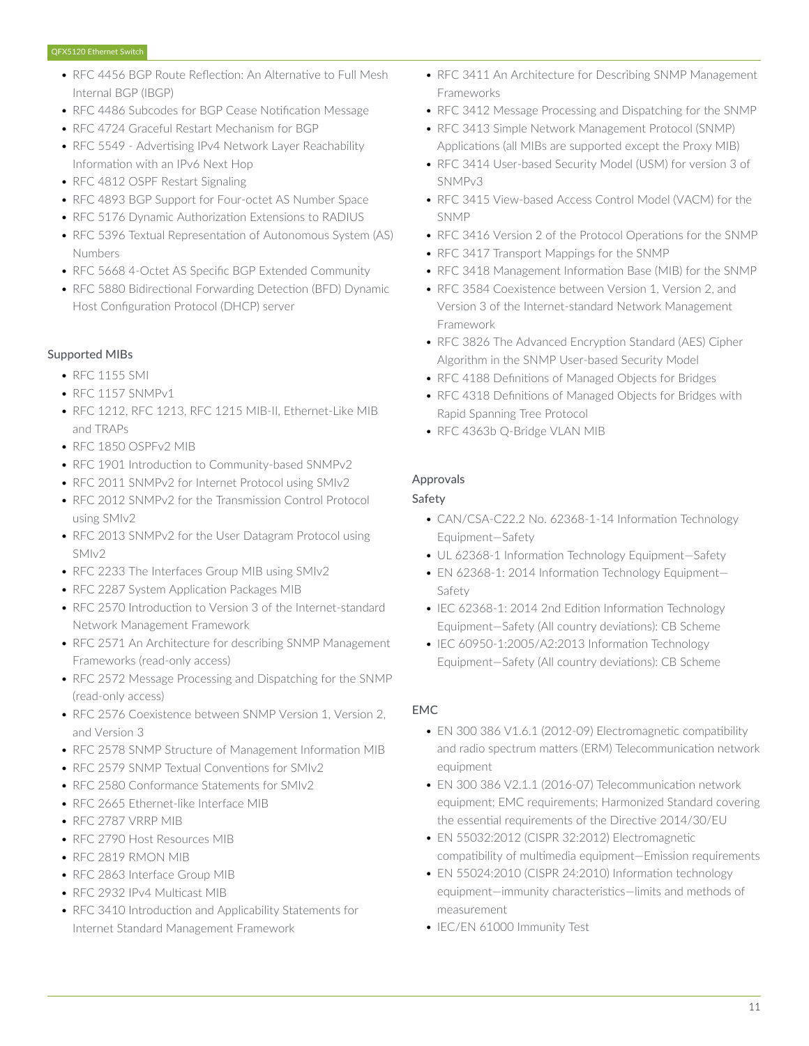- RFC 4456 BGP Route Reflection: An Alternative to Full Mesh Internal BGP (IBGP)
- RFC 4486 Subcodes for BGP Cease Notification Message
- RFC 4724 Graceful Restart Mechanism for BGP
- RFC 5549 - Advertising IPv4 Network Layer Reachability Information with an IPv6 Next Hop
- RFC 4812 OSPF Restart Signaling
- RFC 4893 BGP Support for Four-octet AS Number Space
- RFC 5176 Dynamic Authorization Extensions to RADIUS
- RFC 5396 Textual Representation of Autonomous System (AS) Numbers
- RFC 5668 4-Octet AS Specific BGP Extended Community
- RFC 5880 Bidirectional Forwarding Detection (BFD) Dynamic Host Configuration Protocol (DHCP) server

### Supported MIBs

- RFC 1155 SMI
- RFC 1157 SNMPv1
- RFC 1212, RFC 1213, RFC 1215 MIB-II, Ethernet-Like MIB and TRAPs
- RFC 1850 OSPFv2 MIB
- RFC 1901 Introduction to Community-based SNMPv2
- RFC 2011 SNMPv2 for Internet Protocol using SMIv2
- RFC 2012 SNMPv2 for the Transmission Control Protocol using SMIv2
- RFC 2013 SNMPv2 for the User Datagram Protocol using SMIv2
- RFC 2233 The Interfaces Group MIB using SMIv2
- RFC 2287 System Application Packages MIB
- RFC 2570 Introduction to Version 3 of the Internet-standard Network Management Framework
- RFC 2571 An Architecture for describing SNMP Management Frameworks (read-only access)
- RFC 2572 Message Processing and Dispatching for the SNMP (read-only access)
- RFC 2576 Coexistence between SNMP Version 1, Version 2, and Version 3
- RFC 2578 SNMP Structure of Management Information MIB
- RFC 2579 SNMP Textual Conventions for SMIv2
- RFC 2580 Conformance Statements for SMIv2
- RFC 2665 Ethernet-like Interface MIB
- RFC 2787 VRRP MIB
- RFC 2790 Host Resources MIB
- RFC 2819 RMON MIB
- RFC 2863 Interface Group MIB
- RFC 2932 IPv4 Multicast MIB
- RFC 3410 Introduction and Applicability Statements for Internet Standard Management Framework
- RFC 3411 An Architecture for Describing SNMP Management Frameworks
- RFC 3412 Message Processing and Dispatching for the SNMP
- RFC 3413 Simple Network Management Protocol (SNMP) Applications (all MIBs are supported except the Proxy MIB)
- RFC 3414 User-based Security Model (USM) for version 3 of SNMPv3
- RFC 3415 View-based Access Control Model (VACM) for the SNMP
- RFC 3416 Version 2 of the Protocol Operations for the SNMP
- RFC 3417 Transport Mappings for the SNMP
- RFC 3418 Management Information Base (MIB) for the SNMP
- RFC 3584 Coexistence between Version 1, Version 2, and Version 3 of the Internet-standard Network Management Framework
- RFC 3826 The Advanced Encryption Standard (AES) Cipher Algorithm in the SNMP User-based Security Model
- RFC 4188 Definitions of Managed Objects for Bridges
- RFC 4318 Definitions of Managed Objects for Bridges with Rapid Spanning Tree Protocol
- RFC 4363b Q-Bridge VLAN MIB

### Approvals

#### Safety

- CAN/CSA-C22.2 No. 62368-1-14 Information Technology Equipment—Safety
- UL 62368-1 Information Technology Equipment—Safety
- EN 62368-1: 2014 Information Technology Equipment—Safety
- IEC 62368-1: 2014 2nd Edition Information Technology Equipment—Safety (All country deviations): CB Scheme
- IEC 60950-1:2005/A2:2013 Information Technology Equipment—Safety (All country deviations): CB Scheme

#### EMC

- EN 300 386 V1.6.1 (2012-09) Electromagnetic compatibility and radio spectrum matters (ERM) Telecommunication network equipment
- EN 300 386 V2.1.1 (2016-07) Telecommunication network equipment; EMC requirements; Harmonized Standard covering the essential requirements of the Directive 2014/30/EU
- EN 55032:2012 (CISPR 32:2012) Electromagnetic compatibility of multimedia equipment—Emission requirements
- EN 55024:2010 (CISPR 24:2010) Information technology equipment—immunity characteristics—limits and methods of measurement
- IEC/EN 61000 Immunity Test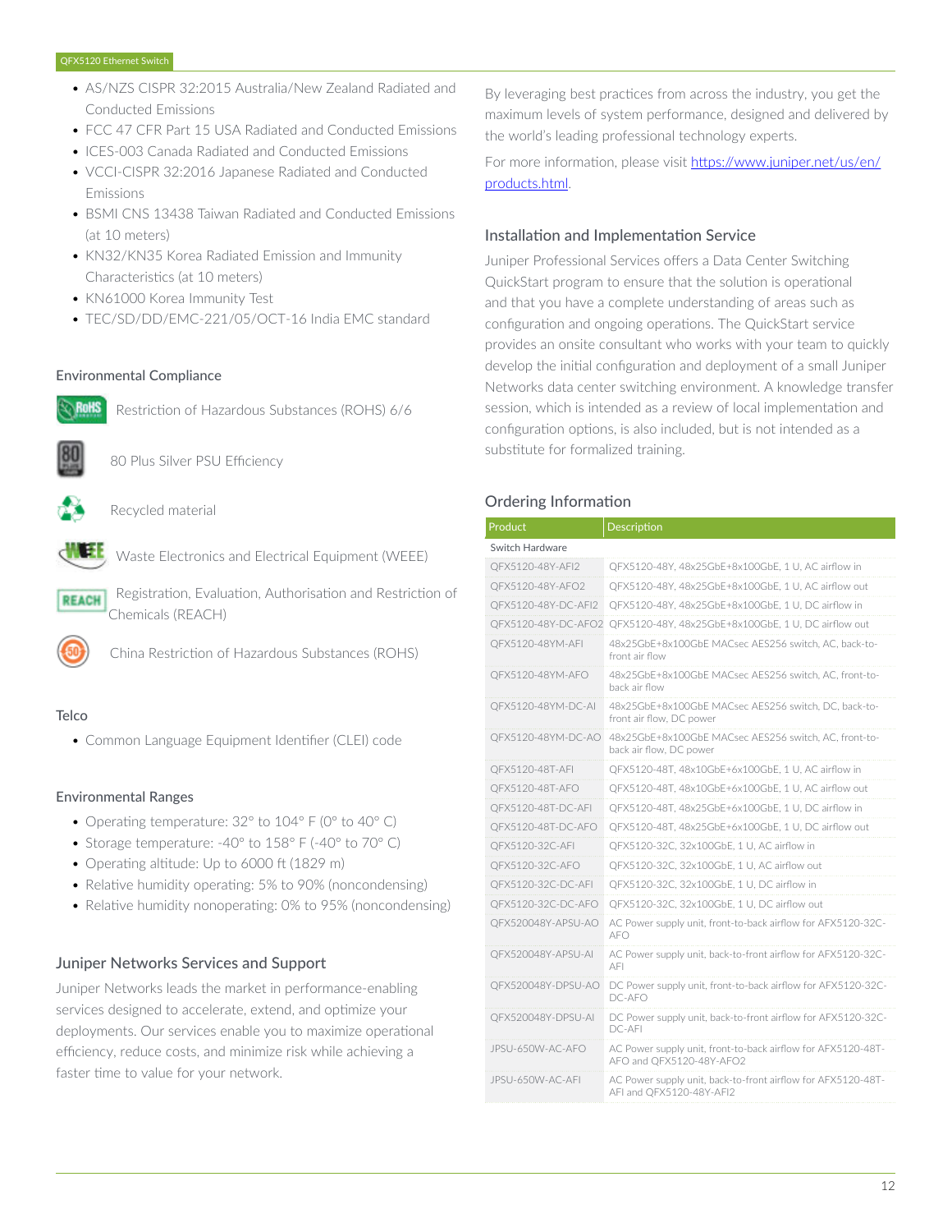- AS/NZS CISPR 32:2015 Australia/New Zealand Radiated and Conducted Emissions
- FCC 47 CFR Part 15 USA Radiated and Conducted Emissions
- ICES-003 Canada Radiated and Conducted Emissions
- VCCI-CISPR 32:2016 Japanese Radiated and Conducted Emissions
- BSMI CNS 13438 Taiwan Radiated and Conducted Emissions (at 10 meters)
- KN32/KN35 Korea Radiated Emission and Immunity Characteristics (at 10 meters)
- KN61000 Korea Immunity Test
- TEC/SD/DD/EMC-221/05/OCT-16 India EMC standard

### Environmental Compliance

Restriction of Hazardous Substances (ROHS) 6/6

80 Plus Silver PSU Efficiency

Recycled material

Waste Electronics and Electrical Equipment (WEEE)

Registration, Evaluation, Authorisation and Restriction of Chemicals (REACH)

China Restriction of Hazardous Substances (ROHS)

### Telco

- Common Language Equipment Identifier (CLEI) code

### Environmental Ranges

- Operating temperature: 32° to 104° F (0° to 40° C)
- Storage temperature: -40° to 158° F (-40° to 70° C)
- Operating altitude: Up to 6000 ft (1829 m)
- Relative humidity operating: 5% to 90% (noncondensing)
- Relative humidity nonoperating: 0% to 95% (noncondensing)

## Juniper Networks Services and Support

Juniper Networks leads the market in performance-enabling services designed to accelerate, extend, and optimize your deployments. Our services enable you to maximize operational efficiency, reduce costs, and minimize risk while achieving a faster time to value for your network.

By leveraging best practices from across the industry, you get the maximum levels of system performance, designed and delivered by the world's leading professional technology experts.

For more information, please visit https://www.juniper.net/us/en/products.html.

## Installation and Implementation Service

Juniper Professional Services offers a Data Center Switching QuickStart program to ensure that the solution is operational and that you have a complete understanding of areas such as configuration and ongoing operations. The QuickStart service provides an onsite consultant who works with your team to quickly develop the initial configuration and deployment of a small Juniper Networks data center switching environment. A knowledge transfer session, which is intended as a review of local implementation and configuration options, is also included, but is not intended as a substitute for formalized training.

## Ordering Information

| Product | Description |
|---|---|
| Switch Hardware | |
| QFX5120-48Y-AFI2 | QFX5120-48Y, 48x25GbE+8x100GbE, 1 U, AC airflow in |
| QFX5120-48Y-AFO2 | QFX5120-48Y, 48x25GbE+8x100GbE, 1 U, AC airflow out |
| QFX5120-48Y-DC-AFI2 | QFX5120-48Y, 48x25GbE+8x100GbE, 1 U, DC airflow in |
| QFX5120-48Y-DC-AFO2 | QFX5120-48Y, 48x25GbE+8x100GbE, 1 U, DC airflow out |
| QFX5120-48YM-AFI | 48x25GbE+8x100GbE MACsec AES256 switch, AC, back-to-front air flow |
| QFX5120-48YM-AFO | 48x25GbE+8x100GbE MACsec AES256 switch, AC, front-to-back air flow |
| QFX5120-48YM-DC-AI | 48x25GbE+8x100GbE MACsec AES256 switch, DC, back-to-front air flow, DC power |
| QFX5120-48YM-DC-AO | 48x25GbE+8x100GbE MACsec AES256 switch, AC, front-to-back air flow, DC power |
| QFX5120-48T-AFI | QFX5120-48T, 48x10GbE+6x100GbE, 1 U, AC airflow in |
| QFX5120-48T-AFO | QFX5120-48T, 48x10GbE+6x100GbE, 1 U, AC airflow out |
| QFX5120-48T-DC-AFI | QFX5120-48T, 48x25GbE+6x100GbE, 1 U, DC airflow in |
| QFX5120-48T-DC-AFO | QFX5120-48T, 48x25GbE+6x100GbE, 1 U, DC airflow out |
| QFX5120-32C-AFI | QFX5120-32C, 32x100GbE, 1 U, AC airflow in |
| QFX5120-32C-AFO | QFX5120-32C, 32x100GbE, 1 U, AC airflow out |
| QFX5120-32C-DC-AFI | QFX5120-32C, 32x100GbE, 1 U, DC airflow in |
| QFX5120-32C-DC-AFO | QFX5120-32C, 32x100GbE, 1 U, DC airflow out |
| QFX520048Y-APSU-AO | AC Power supply unit, front-to-back airflow for AFX5120-32C-AFO |
| QFX520048Y-APSU-AI | AC Power supply unit, back-to-front airflow for AFX5120-32C-AFI |
| QFX520048Y-DPSU-AO | DC Power supply unit, front-to-back airflow for AFX5120-32C-DC-AFO |
| QFX520048Y-DPSU-AI | DC Power supply unit, back-to-front airflow for AFX5120-32C-DC-AFI |
| JPSU-650W-AC-AFO | AC Power supply unit, front-to-back airflow for AFX5120-48T-AFO and QFX5120-48Y-AFO2 |
| JPSU-650W-AC-AFI | AC Power supply unit, back-to-front airflow for AFX5120-48T-AFI and QFX5120-48Y-AFI2 |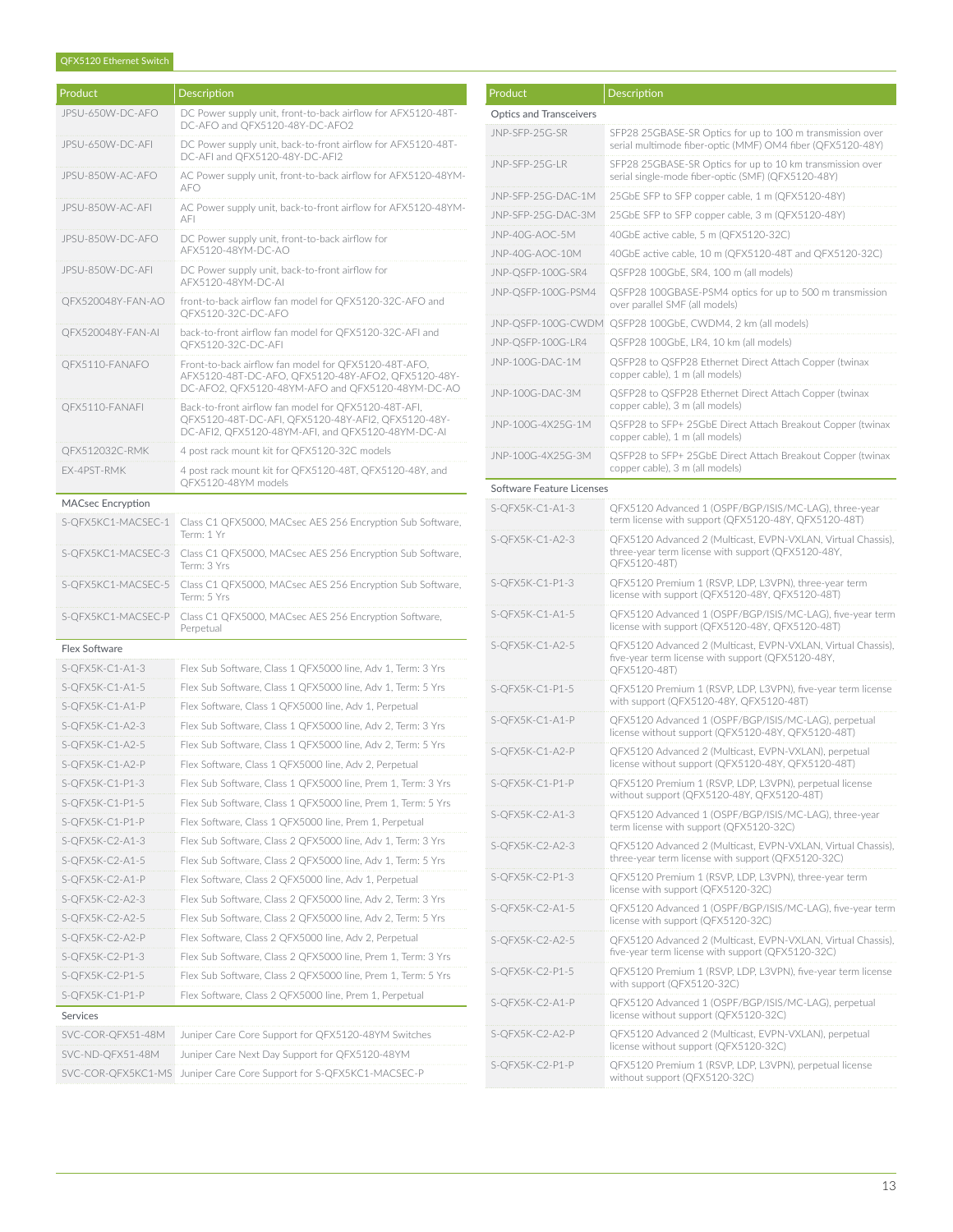| Product | Description |
| --- | --- |
| JPSU-650W-DC-AFO | DC Power supply unit, front-to-back airflow for AFX5120-48T-DC-AFO and QFX5120-48Y-DC-AFO2 |
| JPSU-650W-DC-AFI | DC Power supply unit, back-to-front airflow for AFX5120-48T-DC-AFI and QFX5120-48Y-DC-AFI2 |
| JPSU-850W-AC-AFO | AC Power supply unit, front-to-back airflow for AFX5120-48YM-AFO |
| JPSU-850W-AC-AFI | AC Power supply unit, back-to-front airflow for AFX5120-48YM-AFI |
| JPSU-850W-DC-AFO | DC Power supply unit, front-to-back airflow for AFX5120-48YM-DC-AO |
| JPSU-850W-DC-AFI | DC Power supply unit, back-to-front airflow for AFX5120-48YM-DC-AI |
| QFX520048Y-FAN-AO | front-to-back airflow fan model for QFX5120-32C-AFO and QFX5120-32C-DC-AFO |
| QFX520048Y-FAN-AI | back-to-front airflow fan model for QFX5120-32C-AFI and QFX5120-32C-DC-AFI |
| QFX5110-FANAFO | Front-to-back airflow fan model for QFX5120-48T-AFO, AFX5120-48T-DC-AFO, QFX5120-48Y-AFO2, QFX5120-48Y-DC-AFO2, QFX5120-48YM-AFO and QFX5120-48YM-DC-AO |
| QFX5110-FANAFI | Back-to-front airflow fan model for QFX5120-48T-AFI, QFX5120-48T-DC-AFI, QFX5120-48Y-AFI2, QFX5120-48Y-DC-AFI2, QFX5120-48YM-AFI, and QFX5120-48YM-DC-AI |
| QFX512032C-RMK | 4 post rack mount kit for QFX5120-32C models |
| EX-4PST-RMK | 4 post rack mount kit for QFX5120-48T, QFX5120-48Y, and QFX5120-48YM models |
| **MACsec Encryption** | |
| S-QFX5KC1-MACSEC-1 | Class C1 QFX5000, MACsec AES 256 Encryption Sub Software, Term: 1 Yr |
| S-QFX5KC1-MACSEC-3 | Class C1 QFX5000, MACsec AES 256 Encryption Sub Software, Term: 3 Yrs |
| S-QFX5KC1-MACSEC-5 | Class C1 QFX5000, MACsec AES 256 Encryption Sub Software, Term: 5 Yrs |
| S-QFX5KC1-MACSEC-P | Class C1 QFX5000, MACsec AES 256 Encryption Software, Perpetual |
| **Flex Software** | |
| S-QFX5K-C1-A1-3 | Flex Sub Software, Class 1 QFX5000 line, Adv 1, Term: 3 Yrs |
| S-QFX5K-C1-A1-5 | Flex Sub Software, Class 1 QFX5000 line, Adv 1, Term: 5 Yrs |
| S-QFX5K-C1-A1-P | Flex Software, Class 1 QFX5000 line, Adv 1, Perpetual |
| S-QFX5K-C1-A2-3 | Flex Sub Software, Class 1 QFX5000 line, Adv 2, Term: 3 Yrs |
| S-QFX5K-C1-A2-5 | Flex Sub Software, Class 1 QFX5000 line, Adv 2, Term: 5 Yrs |
| S-QFX5K-C1-A2-P | Flex Software, Class 1 QFX5000 line, Adv 2, Perpetual |
| S-QFX5K-C1-P1-3 | Flex Sub Software, Class 1 QFX5000 line, Prem 1, Term: 3 Yrs |
| S-QFX5K-C1-P1-5 | Flex Sub Software, Class 1 QFX5000 line, Prem 1, Term: 5 Yrs |
| S-QFX5K-C1-P1-P | Flex Software, Class 1 QFX5000 line, Prem 1, Perpetual |
| S-QFX5K-C2-A1-3 | Flex Sub Software, Class 2 QFX5000 line, Adv 1, Term: 3 Yrs |
| S-QFX5K-C2-A1-5 | Flex Sub Software, Class 2 QFX5000 line, Adv 1, Term: 5 Yrs |
| S-QFX5K-C2-A1-P | Flex Software, Class 2 QFX5000 line, Adv 1, Perpetual |
| S-QFX5K-C2-A2-3 | Flex Sub Software, Class 2 QFX5000 line, Adv 2, Term: 3 Yrs |
| S-QFX5K-C2-A2-5 | Flex Sub Software, Class 2 QFX5000 line, Adv 2, Term: 5 Yrs |
| S-QFX5K-C2-A2-P | Flex Software, Class 2 QFX5000 line, Adv 2, Perpetual |
| S-QFX5K-C2-P1-3 | Flex Sub Software, Class 2 QFX5000 line, Prem 1, Term: 3 Yrs |
| S-QFX5K-C2-P1-5 | Flex Sub Software, Class 2 QFX5000 line, Prem 1, Term: 5 Yrs |
| S-QFX5K-C1-P1-P | Flex Software, Class 2 QFX5000 line, Prem 1, Perpetual |
| **Services** | |
| SVC-COR-QFX51-48M | Juniper Care Core Support for QFX5120-48YM Switches |
| SVC-ND-QFX51-48M | Juniper Care Next Day Support for QFX5120-48YM |
| SVC-COR-QFX5KC1-MS | Juniper Care Core Support for S-QFX5KC1-MACSEC-P |

| Product | Description |
| --- | --- |
| **Optics and Transceivers** | |
| JNP-SFP-25G-SR | SFP28 25GBASE-SR Optics for up to 100 m transmission over serial multimode fiber-optic (MMF) OM4 fiber (QFX5120-48Y) |
| JNP-SFP-25G-LR | SFP28 25GBASE-SR Optics for up to 10 km transmission over serial single-mode fiber-optic (SMF) (QFX5120-48Y) |
| JNP-SFP-25G-DAC-1M | 25GbE SFP to SFP copper cable, 1 m (QFX5120-48Y) |
| JNP-SFP-25G-DAC-3M | 25GbE SFP to SFP copper cable, 3 m (QFX5120-48Y) |
| JNP-40G-AOC-5M | 40GbE active cable, 5 m (QFX5120-32C) |
| JNP-40G-AOC-10M | 40GbE active cable, 10 m (QFX5120-48T and QFX5120-32C) |
| JNP-QSFP-100G-SR4 | QSFP28 100GbE, SR4, 100 m (all models) |
| JNP-QSFP-100G-PSM4 | QSFP28 100GBASE-PSM4 optics for up to 500 m transmission over parallel SMF (all models) |
| JNP-QSFP-100G-CWDM | QSFP28 100GbE, CWDM4, 2 km (all models) |
| JNP-QSFP-100G-LR4 | QSFP28 100GbE, LR4, 10 km (all models) |
| JNP-100G-DAC-1M | QSFP28 to QSFP28 Ethernet Direct Attach Copper (twinax copper cable), 1 m (all models) |
| JNP-100G-DAC-3M | QSFP28 to QSFP28 Ethernet Direct Attach Copper (twinax copper cable), 3 m (all models) |
| JNP-100G-4X25G-1M | QSFP28 to SFP+ 25GbE Direct Attach Breakout Copper (twinax copper cable), 1 m (all models) |
| JNP-100G-4X25G-3M | QSFP28 to SFP+ 25GbE Direct Attach Breakout Copper (twinax copper cable), 3 m (all models) |
| **Software Feature Licenses** | |
| S-QFX5K-C1-A1-3 | QFX5120 Advanced 1 (OSPF/BGP/ISIS/MC-LAG), three-year term license with support (QFX5120-48Y, QFX5120-48T) |
| S-QFX5K-C1-A2-3 | QFX5120 Advanced 2 (Multicast, EVPN-VXLAN, Virtual Chassis), three-year term license with support (QFX5120-48Y, QFX5120-48T) |
| S-QFX5K-C1-P1-3 | QFX5120 Premium 1 (RSVP, LDP, L3VPN), three-year term license with support (QFX5120-48Y, QFX5120-48T) |
| S-QFX5K-C1-A1-5 | QFX5120 Advanced 1 (OSPF/BGP/ISIS/MC-LAG), five-year term license with support (QFX5120-48Y, QFX5120-48T) |
| S-QFX5K-C1-A2-5 | QFX5120 Advanced 2 (Multicast, EVPN-VXLAN, Virtual Chassis), five-year term license with support (QFX5120-48Y, QFX5120-48T) |
| S-QFX5K-C1-P1-5 | QFX5120 Premium 1 (RSVP, LDP, L3VPN), five-year term license with support (QFX5120-48Y, QFX5120-48T) |
| S-QFX5K-C1-A1-P | QFX5120 Advanced 1 (OSPF/BGP/ISIS/MC-LAG), perpetual license without support (QFX5120-48Y, QFX5120-48T) |
| S-QFX5K-C1-A2-P | QFX5120 Advanced 2 (Multicast, EVPN-VXLAN), perpetual license without support (QFX5120-48Y, QFX5120-48T) |
| S-QFX5K-C1-P1-P | QFX5120 Premium 1 (RSVP, LDP, L3VPN), perpetual license without support (QFX5120-48Y, QFX5120-48T) |
| S-QFX5K-C2-A1-3 | QFX5120 Advanced 1 (OSPF/BGP/ISIS/MC-LAG), three-year term license with support (QFX5120-32C) |
| S-QFX5K-C2-A2-3 | QFX5120 Advanced 2 (Multicast, EVPN-VXLAN, Virtual Chassis), three-year term license with support (QFX5120-32C) |
| S-QFX5K-C2-P1-3 | QFX5120 Premium 1 (RSVP, LDP, L3VPN), three-year term license with support (QFX5120-32C) |
| S-QFX5K-C2-A1-5 | QFX5120 Advanced 1 (OSPF/BGP/ISIS/MC-LAG), five-year term license with support (QFX5120-32C) |
| S-QFX5K-C2-A2-5 | QFX5120 Advanced 2 (Multicast, EVPN-VXLAN, Virtual Chassis), five-year term license with support (QFX5120-32C) |
| S-QFX5K-C2-P1-5 | QFX5120 Premium 1 (RSVP, LDP, L3VPN), five-year term license with support (QFX5120-32C) |
| S-QFX5K-C2-A1-P | QFX5120 Advanced 1 (OSPF/BGP/ISIS/MC-LAG), perpetual license without support (QFX5120-32C) |
| S-QFX5K-C2-A2-P | QFX5120 Advanced 2 (Multicast, EVPN-VXLAN), perpetual license without support (QFX5120-32C) |
| S-QFX5K-C2-P1-P | QFX5120 Premium 1 (RSVP, LDP, L3VPN), perpetual license without support (QFX5120-32C) |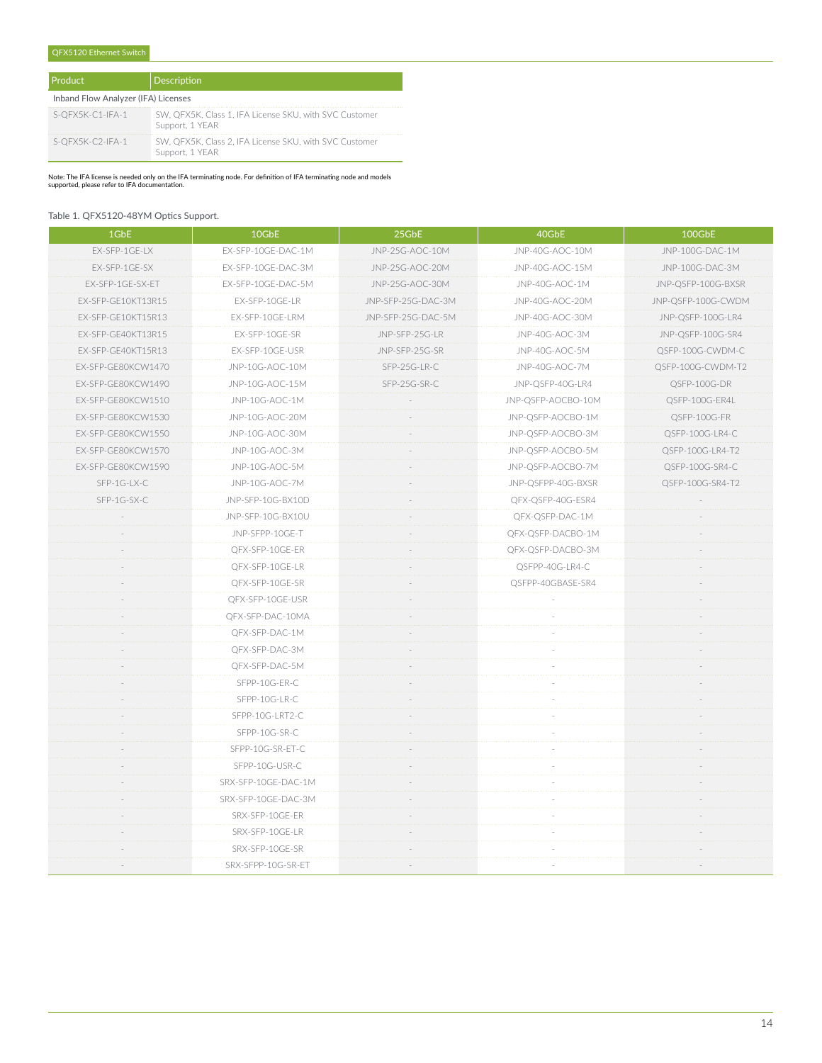| Product | Description |
| --- | --- |
| Inband Flow Analyzer (IFA) Licenses | |
| S-QFX5K-C1-IFA-1 | SW, QFX5K, Class 1, IFA License SKU, with SVC Customer Support, 1 YEAR |
| S-QFX5K-C2-IFA-1 | SW, QFX5K, Class 2, IFA License SKU, with SVC Customer Support, 1 YEAR |

Note: The IFA license is needed only on the IFA terminating node. For definition of IFA terminating node and models supported, please refer to IFA documentation.

Table 1. QFX5120-48YM Optics Support.

| 1GbE | 10GbE | 25GbE | 40GbE | 100GbE |
| --- | --- | --- | --- | --- |
| EX-SFP-1GE-LX | EX-SFP-10GE-DAC-1M | JNP-25G-AOC-10M | JNP-40G-AOC-10M | JNP-100G-DAC-1M |
| EX-SFP-1GE-SX | EX-SFP-10GE-DAC-3M | JNP-25G-AOC-20M | JNP-40G-AOC-15M | JNP-100G-DAC-3M |
| EX-SFP-1GE-SX-ET | EX-SFP-10GE-DAC-5M | JNP-25G-AOC-30M | JNP-40G-AOC-1M | JNP-QSFP-100G-BXSR |
| EX-SFP-GE10KT13R15 | EX-SFP-10GE-LR | JNP-SFP-25G-DAC-3M | JNP-40G-AOC-20M | JNP-QSFP-100G-CWDM |
| EX-SFP-GE10KT15R13 | EX-SFP-10GE-LRM | JNP-SFP-25G-DAC-5M | JNP-40G-AOC-30M | JNP-QSFP-100G-LR4 |
| EX-SFP-GE40KT13R15 | EX-SFP-10GE-SR | JNP-SFP-25G-LR | JNP-40G-AOC-3M | JNP-QSFP-100G-SR4 |
| EX-SFP-GE40KT15R13 | EX-SFP-10GE-USR | JNP-SFP-25G-SR | JNP-40G-AOC-5M | QSFP-100G-CWDM-C |
| EX-SFP-GE80KCW1470 | JNP-10G-AOC-10M | SFP-25G-LR-C | JNP-40G-AOC-7M | QSFP-100G-CWDM-T2 |
| EX-SFP-GE80KCW1490 | JNP-10G-AOC-15M | SFP-25G-SR-C | JNP-QSFP-40G-LR4 | QSFP-100G-DR |
| EX-SFP-GE80KCW1510 | JNP-10G-AOC-1M | - | JNP-QSFP-AOCBO-10M | QSFP-100G-ER4L |
| EX-SFP-GE80KCW1530 | JNP-10G-AOC-20M | - | JNP-QSFP-AOCBO-1M | QSFP-100G-FR |
| EX-SFP-GE80KCW1550 | JNP-10G-AOC-30M | - | JNP-QSFP-AOCBO-3M | QSFP-100G-LR4-C |
| EX-SFP-GE80KCW1570 | JNP-10G-AOC-3M | - | JNP-QSFP-AOCBO-5M | QSFP-100G-LR4-T2 |
| EX-SFP-GE80KCW1590 | JNP-10G-AOC-5M | - | JNP-QSFP-AOCBO-7M | QSFP-100G-SR4-C |
| SFP-1G-LX-C | JNP-10G-AOC-7M | - | JNP-QSFPP-40G-BXSR | QSFP-100G-SR4-T2 |
| SFP-1G-SX-C | JNP-SFP-10G-BX10D | - | QFX-QSFP-40G-ESR4 | - |
| - | JNP-SFP-10G-BX10U | - | QFX-QSFP-DAC-1M | - |
| - | JNP-SFPP-10GE-T | - | QFX-QSFP-DACBO-1M | - |
| - | QFX-SFP-10GE-ER | - | QFX-QSFP-DACBO-3M | - |
| - | QFX-SFP-10GE-LR | - | QSFPP-40G-LR4-C | - |
| - | QFX-SFP-10GE-SR | - | QSFPP-40GBASE-SR4 | - |
| - | QFX-SFP-10GE-USR | - | - | - |
| - | QFX-SFP-DAC-10MA | - | - | - |
| - | QFX-SFP-DAC-1M | - | - | - |
| - | QFX-SFP-DAC-3M | - | - | - |
| - | QFX-SFP-DAC-5M | - | - | - |
| - | SFPP-10G-ER-C | - | - | - |
| - | SFPP-10G-LR-C | - | - | - |
| - | SFPP-10G-LRT2-C | - | - | - |
| - | SFPP-10G-SR-C | - | - | - |
| - | SFPP-10G-SR-ET-C | - | - | - |
| - | SFPP-10G-USR-C | - | - | - |
| - | SRX-SFP-10GE-DAC-1M | - | - | - |
| - | SRX-SFP-10GE-DAC-3M | - | - | - |
| - | SRX-SFP-10GE-ER | - | - | - |
| - | SRX-SFP-10GE-LR | - | - | - |
| - | SRX-SFP-10GE-SR | - | - | - |
| - | SRX-SFPP-10G-SR-ET | - | - | - |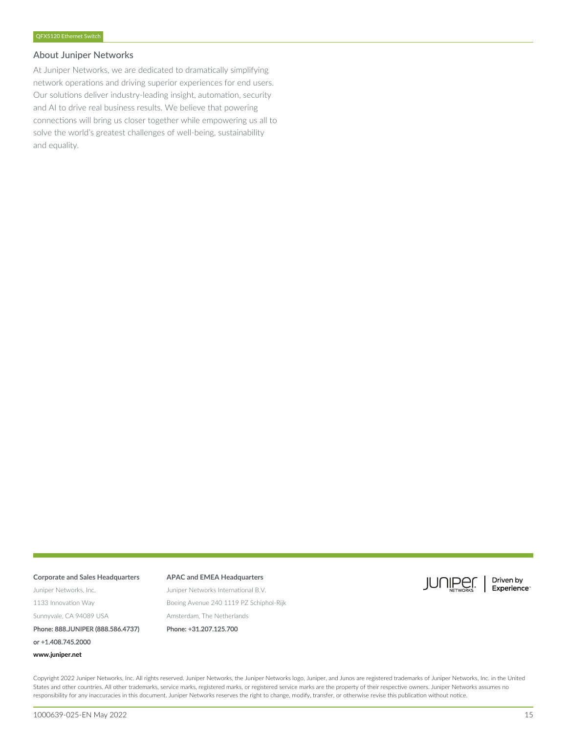## About Juniper Networks

At Juniper Networks, we are dedicated to dramatically simplifying network operations and driving superior experiences for end users. Our solutions deliver industry-leading insight, automation, security and AI to drive real business results. We believe that powering connections will bring us closer together while empowering us all to solve the world's greatest challenges of well-being, sustainability and equality.

**Corporate and Sales Headquarters**

Juniper Networks, Inc.

1133 Innovation Way

Sunnyvale, CA 94089 USA

**Phone: 888.JUNIPER (888.586.4737)**

**or +1.408.745.2000**

**www.juniper.net**

**APAC and EMEA Headquarters**

Juniper Networks International B.V.

Boeing Avenue 240 1119 PZ Schiphol-Rijk

Amsterdam, The Netherlands

**Phone: +31.207.125.700**

Driven by Experience

Copyright 2022 Juniper Networks, Inc. All rights reserved. Juniper Networks, the Juniper Networks logo, Juniper, and Junos are registered trademarks of Juniper Networks, Inc. in the United States and other countries. All other trademarks, service marks, registered marks, or registered service marks are the property of their respective owners. Juniper Networks assumes no responsibility for any inaccuracies in this document. Juniper Networks reserves the right to change, modify, transfer, or otherwise revise this publication without notice.

1000639-025-EN May 2022